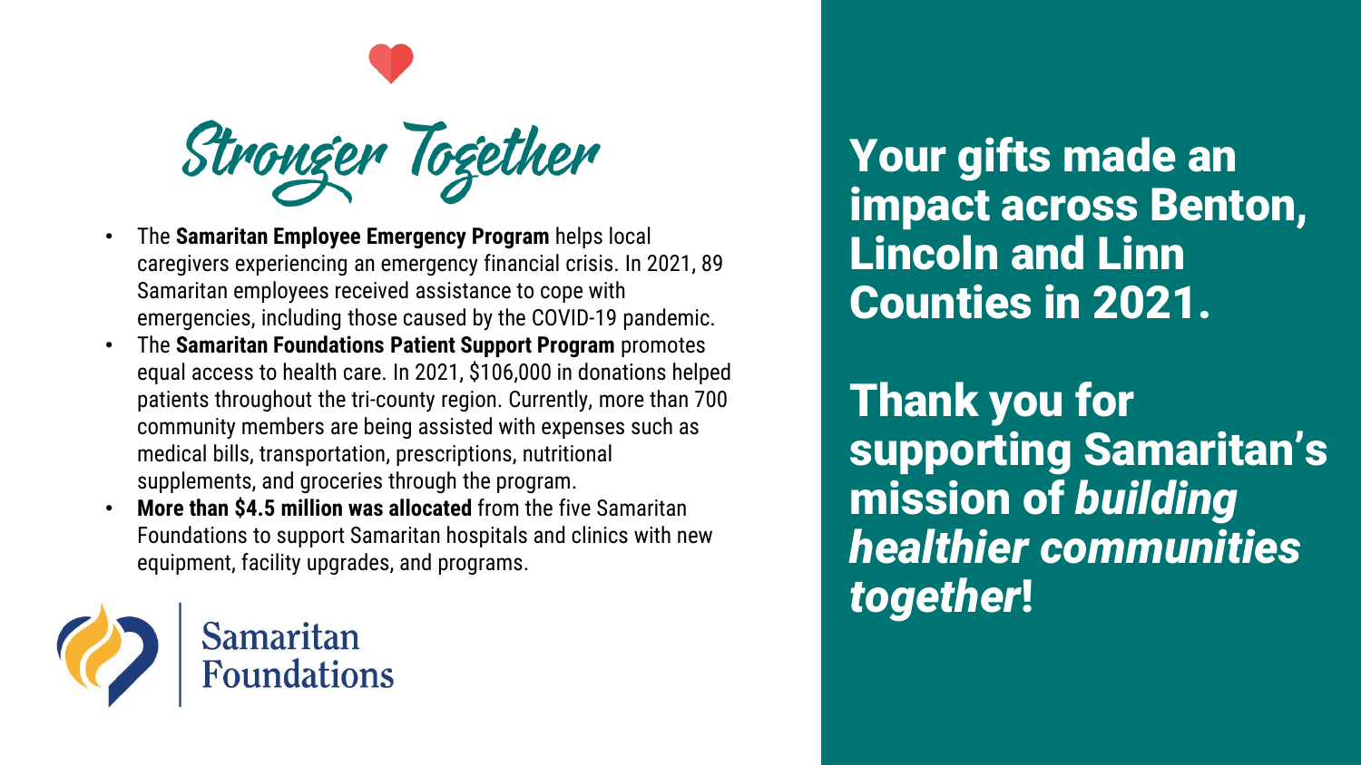# Stronger Together

- The **Samaritan Employee Emergency Program** helps local caregivers experiencing an emergency financial crisis. In 2021, 89 Samaritan employees received assistance to cope with emergencies, including those caused by the COVID-19 pandemic.
- The **Samaritan Foundations Patient Support Program** promotes equal access to health care. In 2021, $106,000 in donations helped patients throughout the tri-county region. Currently, more than 700 community members are being assisted with expenses such as medical bills, transportation, prescriptions, nutritional supplements, and groceries through the program.
- **More than $4.5 million was allocated** from the five Samaritan Foundations to support Samaritan hospitals and clinics with new equipment, facility upgrades, and programs.

Samaritan Foundations

## Your gifts made an impact across Benton, Lincoln and Linn Counties in 2021.

## Thank you for supporting Samaritan's mission of *building healthier communities together*!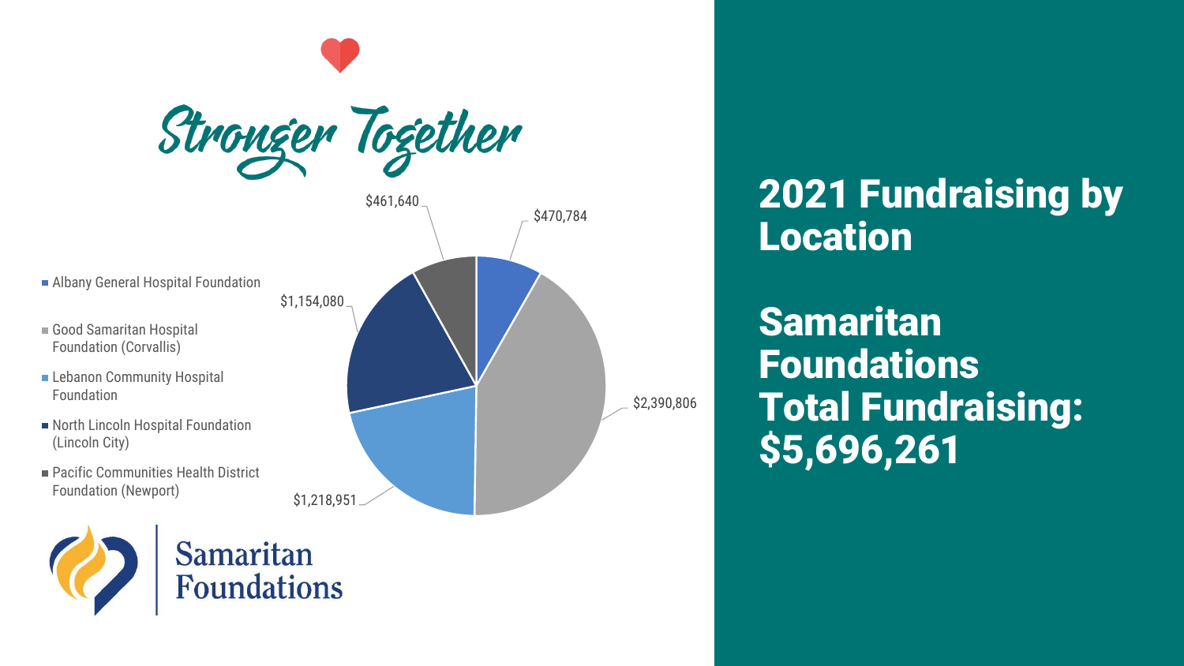Stronger Together

## 2021 Fundraising by Location

## Samaritan Foundations Total Fundraising: $5,696,261

| Location | Amount |
| --- | --- |
| Albany General Hospital Foundation | $470,784 |
| Good Samaritan Hospital Foundation (Corvallis) | $2,390,806 |
| Lebanon Community Hospital Foundation | $1,218,951 |
| North Lincoln Hospital Foundation (Lincoln City) | $1,154,080 |
| Pacific Communities Health District Foundation (Newport) | $461,640 |

Samaritan Foundations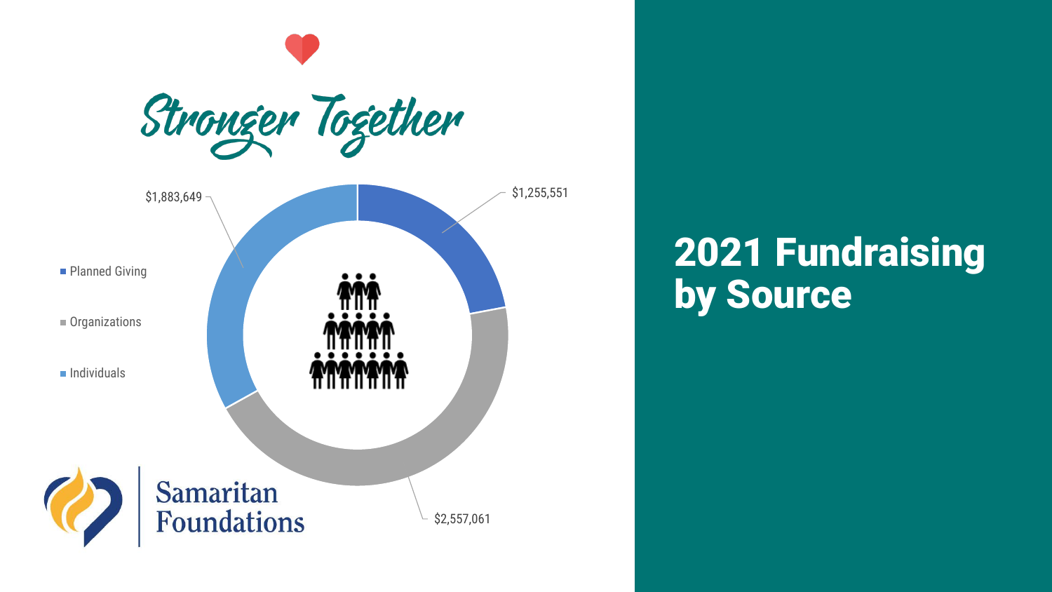# 2021 Fundraising by Source

*Stronger Together*

| Source | Amount |
| --- | --- |
| Planned Giving | $1,255,551 |
| Organizations | $2,557,061 |
| Individuals | $1,883,649 |

Samaritan Foundations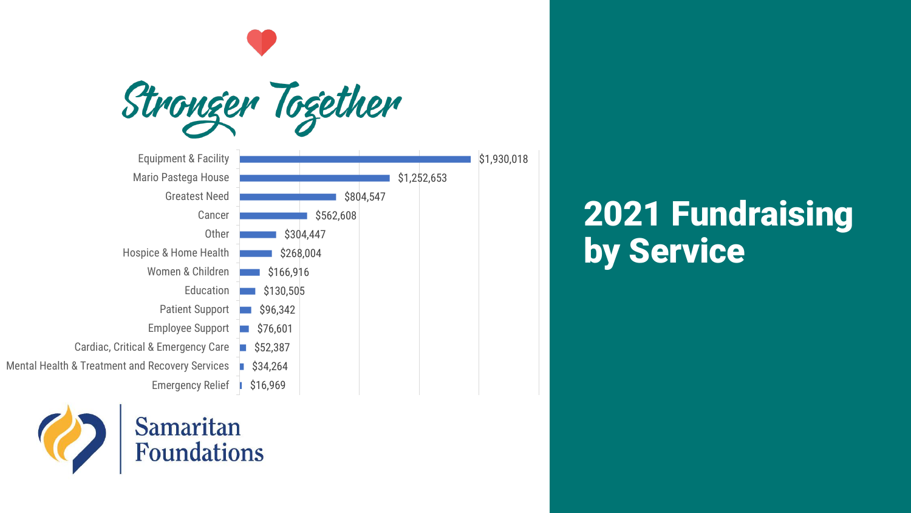# 2021 Fundraising by Service

*Stronger Together*

Equipment & Facility
$1,930,018
Mario Pastega House
$1,252,653
Greatest Need
$804,547
Cancer
$562,608
Other
$304,447
Hospice & Home Health
$268,004
Women & Children
$166,916
Education
$130,505
Patient Support
$96,342
Employee Support
$76,601
Cardiac, Critical & Emergency Care
$52,387
Mental Health & Treatment and Recovery Services
$34,264
Emergency Relief
$16,969

Samaritan Foundations